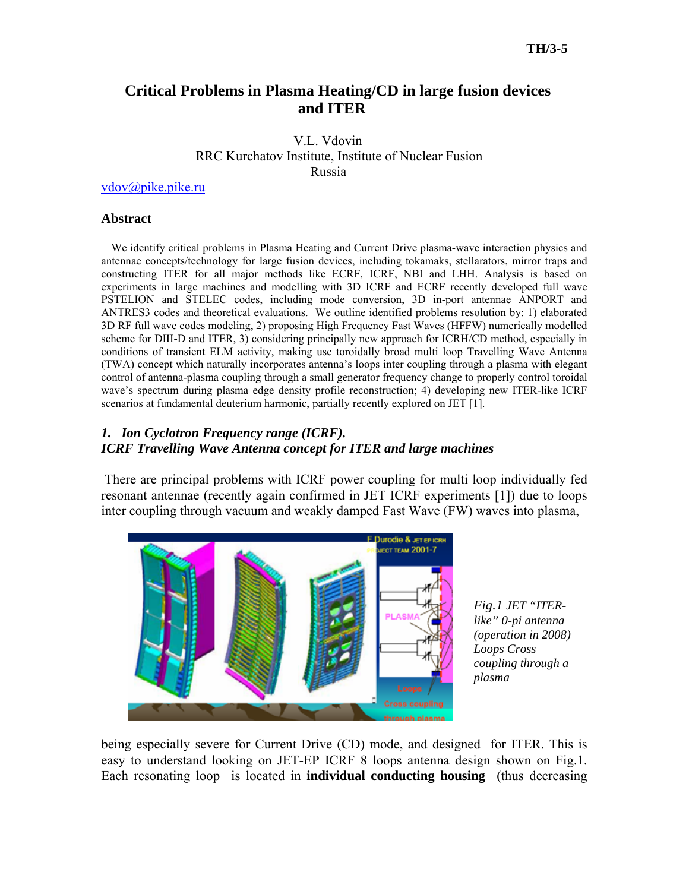# Critical Problems in Plasma Heating/CD in large fusion devices and ITER

V.L. Vdovin
RRC Kurchatov Institute, Institute of Nuclear Fusion
Russia

vdov@pike.pike.ru

## Abstract

We identify critical problems in Plasma Heating and Current Drive plasma-wave interaction physics and antennae concepts/technology for large fusion devices, including tokamaks, stellarators, mirror traps and constructing ITER for all major methods like ECRF, ICRF, NBI and LHH. Analysis is based on experiments in large machines and modelling with 3D ICRF and ECRF recently developed full wave PSTELION and STELEC codes, including mode conversion, 3D in-port antennae ANPORT and ANTRES3 codes and theoretical evaluations. We outline identified problems resolution by: 1) elaborated 3D RF full wave codes modeling, 2) proposing High Frequency Fast Waves (HFFW) numerically modelled scheme for DIII-D and ITER, 3) considering principally new approach for ICRH/CD method, especially in conditions of transient ELM activity, making use toroidally broad multi loop Travelling Wave Antenna (TWA) concept which naturally incorporates antenna's loops inter coupling through a plasma with elegant control of antenna-plasma coupling through a small generator frequency change to properly control toroidal wave's spectrum during plasma edge density profile reconstruction; 4) developing new ITER-like ICRF scenarios at fundamental deuterium harmonic, partially recently explored on JET [1].

## *1. Ion Cyclotron Frequency range (ICRF).*
## *ICRF Travelling Wave Antenna concept for ITER and large machines*

There are principal problems with ICRF power coupling for multi loop individually fed resonant antennae (recently again confirmed in JET ICRF experiments [1]) due to loops inter coupling through vacuum and weakly damped Fast Wave (FW) waves into plasma,

*Fig.1 JET "ITER-like" 0-pi antenna (operation in 2008) Loops Cross coupling through a plasma*

being especially severe for Current Drive (CD) mode, and designed for ITER. This is easy to understand looking on JET-EP ICRF 8 loops antenna design shown on Fig.1. Each resonating loop is located in **individual conducting housing** (thus decreasing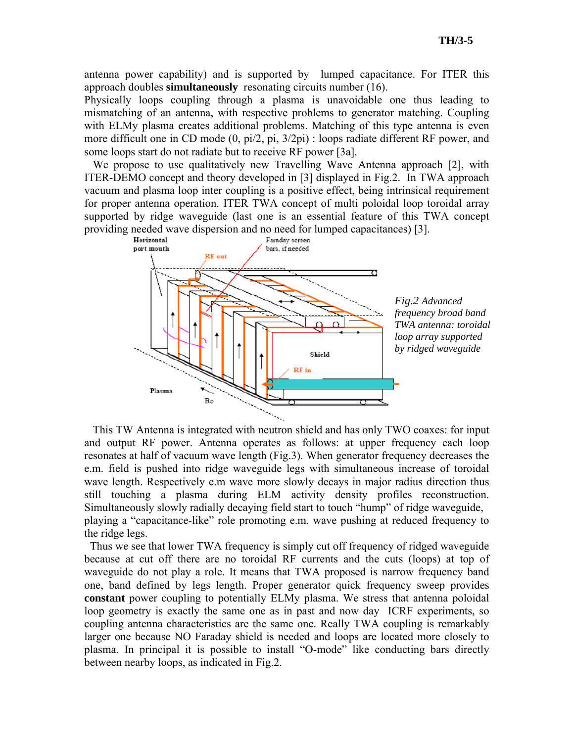antenna power capability) and is supported by lumped capacitance. For ITER this approach doubles **simultaneously** resonating circuits number (16).
Physically loops coupling through a plasma is unavoidable one thus leading to mismatching of an antenna, with respective problems to generator matching. Coupling with ELMy plasma creates additional problems. Matching of this type antenna is even more difficult one in CD mode (0, pi/2, pi, 3/2pi) : loops radiate different RF power, and some loops start do not radiate but to receive RF power [3a].

We propose to use qualitatively new Travelling Wave Antenna approach [2], with ITER-DEMO concept and theory developed in [3] displayed in Fig.2. In TWA approach vacuum and plasma loop inter coupling is a positive effect, being intrinsical requirement for proper antenna operation. ITER TWA concept of multi poloidal loop toroidal array supported by ridge waveguide (last one is an essential feature of this TWA concept providing needed wave dispersion and no need for lumped capacitances) [3].

*Fig.2 Advanced frequency broad band TWA antenna: toroidal loop array supported by ridged waveguide*

This TW Antenna is integrated with neutron shield and has only TWO coaxes: for input and output RF power. Antenna operates as follows: at upper frequency each loop resonates at half of vacuum wave length (Fig.3). When generator frequency decreases the e.m. field is pushed into ridge waveguide legs with simultaneous increase of toroidal wave length. Respectively e.m wave more slowly decays in major radius direction thus still touching a plasma during ELM activity density profiles reconstruction. Simultaneously slowly radially decaying field start to touch "hump" of ridge waveguide, playing a "capacitance-like" role promoting e.m. wave pushing at reduced frequency to the ridge legs.

Thus we see that lower TWA frequency is simply cut off frequency of ridged waveguide because at cut off there are no toroidal RF currents and the cuts (loops) at top of waveguide do not play a role. It means that TWA proposed is narrow frequency band one, band defined by legs length. Proper generator quick frequency sweep provides **constant** power coupling to potentially ELMy plasma. We stress that antenna poloidal loop geometry is exactly the same one as in past and now day ICRF experiments, so coupling antenna characteristics are the same one. Really TWA coupling is remarkably larger one because NO Faraday shield is needed and loops are located more closely to plasma. In principal it is possible to install "O-mode" like conducting bars directly between nearby loops, as indicated in Fig.2.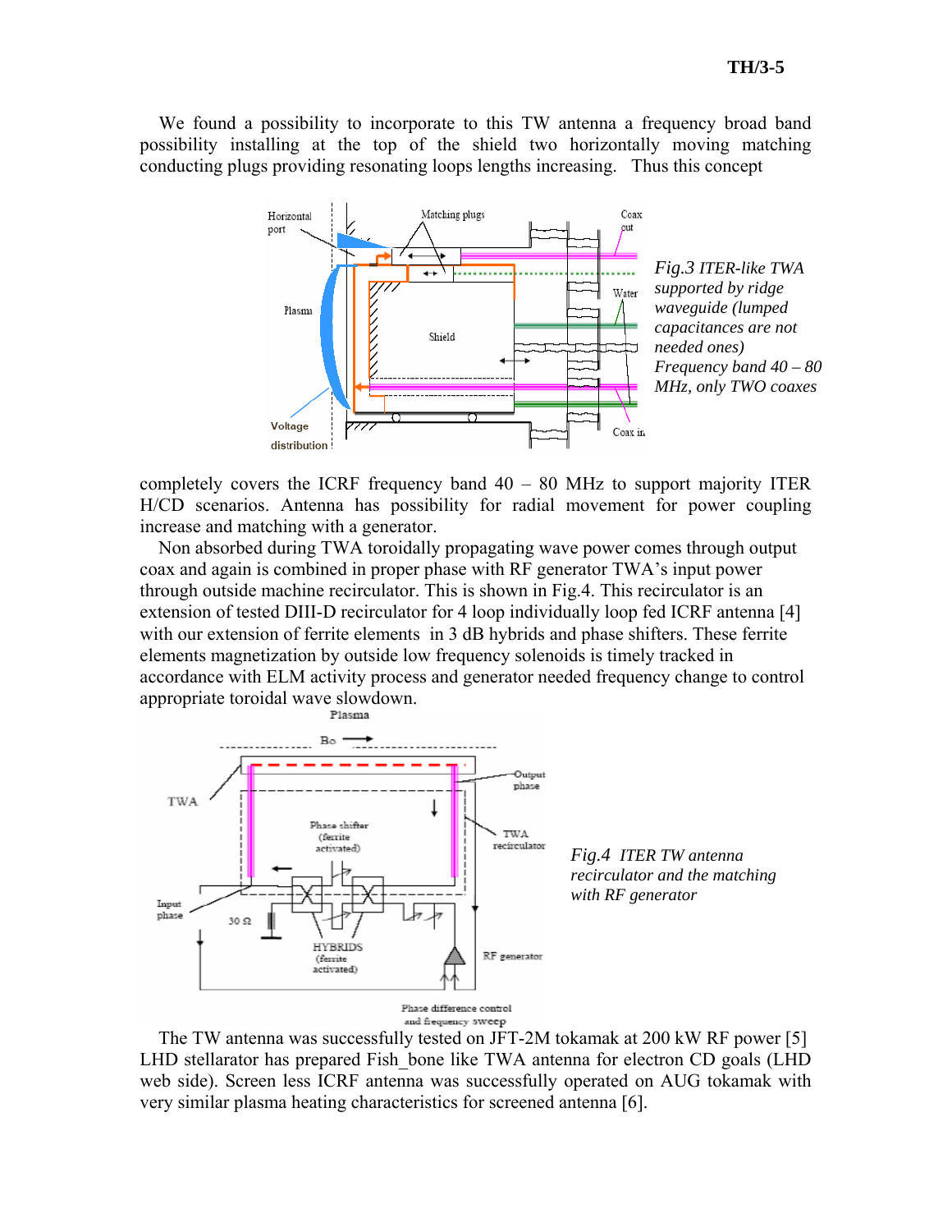We found a possibility to incorporate to this TW antenna a frequency broad band possibility installing at the top of the shield two horizontally moving matching conducting plugs providing resonating loops lengths increasing. Thus this concept

*Fig.3 ITER-like TWA supported by ridge waveguide (lumped capacitances are not needed ones) Frequency band 40 – 80 MHz, only TWO coaxes*

completely covers the ICRF frequency band 40 – 80 MHz to support majority ITER H/CD scenarios. Antenna has possibility for radial movement for power coupling increase and matching with a generator.

Non absorbed during TWA toroidally propagating wave power comes through output coax and again is combined in proper phase with RF generator TWA's input power through outside machine recirculator. This is shown in Fig.4. This recirculator is an extension of tested DIII-D recirculator for 4 loop individually loop fed ICRF antenna [4] with our extension of ferrite elements in 3 dB hybrids and phase shifters. These ferrite elements magnetization by outside low frequency solenoids is timely tracked in accordance with ELM activity process and generator needed frequency change to control appropriate toroidal wave slowdown.

*Fig.4 ITER TW antenna recirculator and the matching with RF generator*

The TW antenna was successfully tested on JFT-2M tokamak at 200 kW RF power [5] LHD stellarator has prepared Fish_bone like TWA antenna for electron CD goals (LHD web side). Screen less ICRF antenna was successfully operated on AUG tokamak with very similar plasma heating characteristics for screened antenna [6].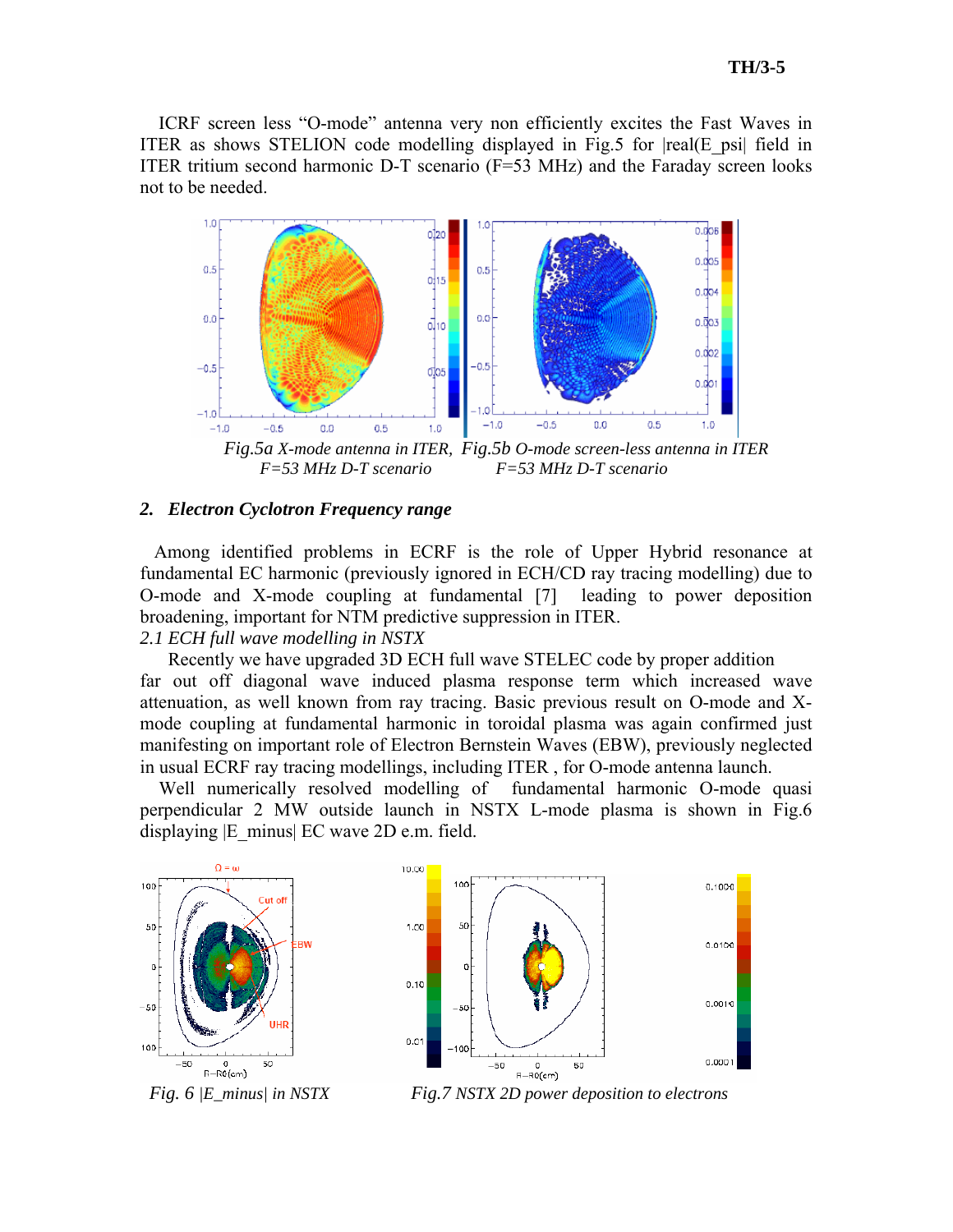ICRF screen less "O-mode" antenna very non efficiently excites the Fast Waves in ITER as shows STELION code modelling displayed in Fig.5 for |real(E_psi| field in ITER tritium second harmonic D-T scenario (F=53 MHz) and the Faraday screen looks not to be needed.

*Fig.5a X-mode antenna in ITER, F=53 MHz D-T scenario*  *Fig.5b O-mode screen-less antenna in ITER F=53 MHz D-T scenario*

## 2. Electron Cyclotron Frequency range

Among identified problems in ECRF is the role of Upper Hybrid resonance at fundamental EC harmonic (previously ignored in ECH/CD ray tracing modelling) due to O-mode and X-mode coupling at fundamental [7] leading to power deposition broadening, important for NTM predictive suppression in ITER.

*2.1 ECH full wave modelling in NSTX*

Recently we have upgraded 3D ECH full wave STELEC code by proper addition far out off diagonal wave induced plasma response term which increased wave attenuation, as well known from ray tracing. Basic previous result on O-mode and X-mode coupling at fundamental harmonic in toroidal plasma was again confirmed just manifesting on important role of Electron Bernstein Waves (EBW), previously neglected in usual ECRF ray tracing modellings, including ITER , for O-mode antenna launch.

Well numerically resolved modelling of fundamental harmonic O-mode quasi perpendicular 2 MW outside launch in NSTX L-mode plasma is shown in Fig.6 displaying |E_minus| EC wave 2D e.m. field.

*Fig. 6 |E_minus| in NSTX*  *Fig.7 NSTX 2D power deposition to electrons*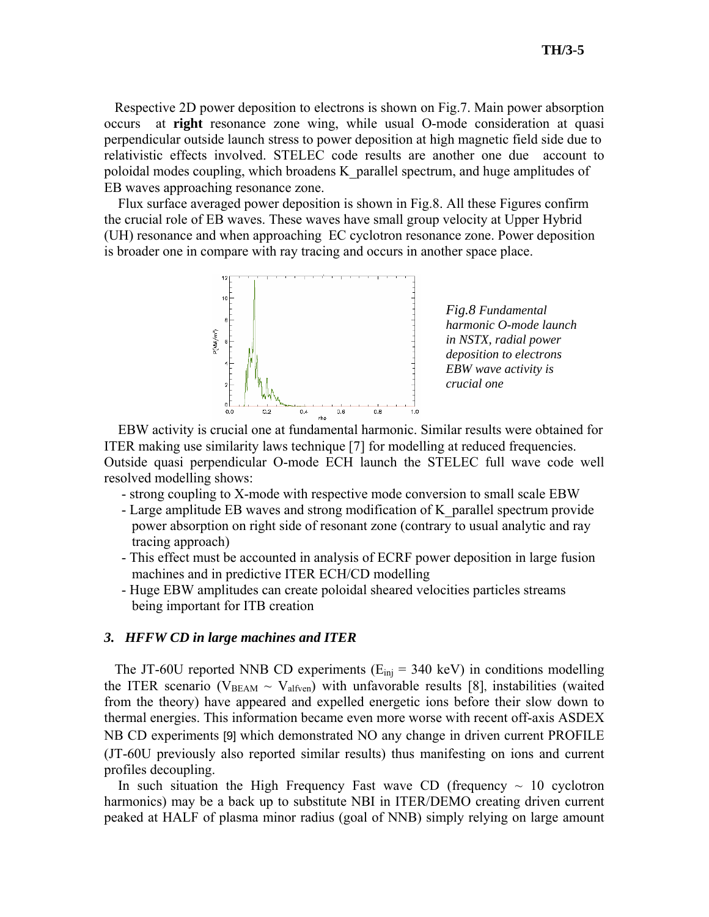Respective 2D power deposition to electrons is shown on Fig.7. Main power absorption occurs at **right** resonance zone wing, while usual O-mode consideration at quasi perpendicular outside launch stress to power deposition at high magnetic field side due to relativistic effects involved. STELEC code results are another one due account to poloidal modes coupling, which broadens K_parallel spectrum, and huge amplitudes of EB waves approaching resonance zone.

Flux surface averaged power deposition is shown in Fig.8. All these Figures confirm the crucial role of EB waves. These waves have small group velocity at Upper Hybrid (UH) resonance and when approaching EC cyclotron resonance zone. Power deposition is broader one in compare with ray tracing and occurs in another space place.

*Fig.8 Fundamental harmonic O-mode launch in NSTX, radial power deposition to electrons EBW wave activity is crucial one*

EBW activity is crucial one at fundamental harmonic. Similar results were obtained for ITER making use similarity laws technique [7] for modelling at reduced frequencies. Outside quasi perpendicular O-mode ECH launch the STELEC full wave code well resolved modelling shows:

- strong coupling to X-mode with respective mode conversion to small scale EBW
- Large amplitude EB waves and strong modification of K_parallel spectrum provide power absorption on right side of resonant zone (contrary to usual analytic and ray tracing approach)
- This effect must be accounted in analysis of ECRF power deposition in large fusion machines and in predictive ITER ECH/CD modelling
- Huge EBW amplitudes can create poloidal sheared velocities particles streams being important for ITB creation

### *3. HFFW CD in large machines and ITER*

The JT-60U reported NNB CD experiments ($E_{inj}$ = 340 keV) in conditions modelling the ITER scenario ($V_{BEAM} \sim V_{alfven}$) with unfavorable results [8], instabilities (waited from the theory) have appeared and expelled energetic ions before their slow down to thermal energies. This information became even more worse with recent off-axis ASDEX NB CD experiments [9] which demonstrated NO any change in driven current PROFILE (JT-60U previously also reported similar results) thus manifesting on ions and current profiles decoupling.

In such situation the High Frequency Fast wave CD (frequency ~ 10 cyclotron harmonics) may be a back up to substitute NBI in ITER/DEMO creating driven current peaked at HALF of plasma minor radius (goal of NNB) simply relying on large amount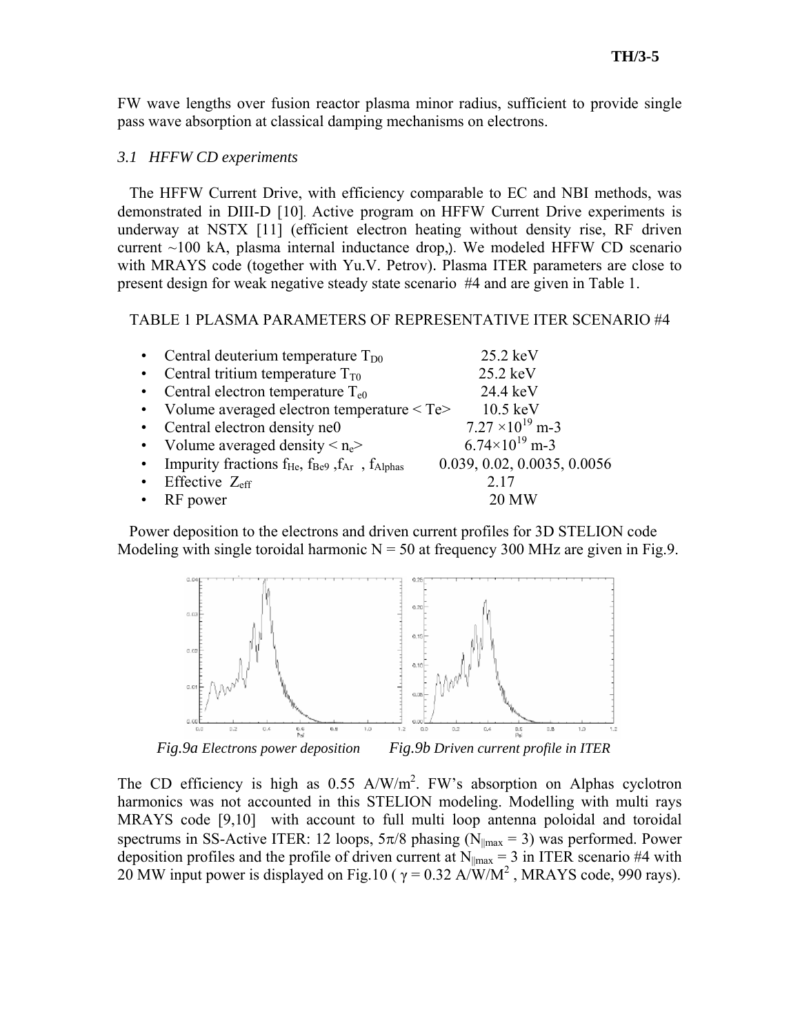FW wave lengths over fusion reactor plasma minor radius, sufficient to provide single pass wave absorption at classical damping mechanisms on electrons.

### *3.1 HFFW CD experiments*

The HFFW Current Drive, with efficiency comparable to EC and NBI methods, was demonstrated in DIII-D [10]. Active program on HFFW Current Drive experiments is underway at NSTX [11] (efficient electron heating without density rise, RF driven current ~100 kA, plasma internal inductance drop,). We modeled HFFW CD scenario with MRAYS code (together with Yu.V. Petrov). Plasma ITER parameters are close to present design for weak negative steady state scenario #4 and are given in Table 1.

TABLE 1 PLASMA PARAMETERS OF REPRESENTATIVE ITER SCENARIO #4

- Central deuterium temperature $T_{D0}$ 25.2 keV
- Central tritium temperature $T_{T0}$ 25.2 keV
- Central electron temperature $T_{e0}$ 24.4 keV
- Volume averaged electron temperature < Te> 10.5 keV
- Central electron density ne0 $7.27 \times 10^{19}$ m-3
- Volume averaged density $< n_e >$ $6.74 \times 10^{19}$ m-3
- Impurity fractions $f_{He}$, $f_{Be9}$, $f_{Ar}$, $f_{Alphas}$ 0.039, 0.02, 0.0035, 0.0056
- Effective $Z_{eff}$ 2.17
- RF power 20 MW

Power deposition to the electrons and driven current profiles for 3D STELION code Modeling with single toroidal harmonic N = 50 at frequency 300 MHz are given in Fig.9.

*Fig.9a Electrons power deposition* *Fig.9b Driven current profile in ITER*

The CD efficiency is high as 0.55 A/W/m$^2$. FW's absorption on Alphas cyclotron harmonics was not accounted in this STELION modeling. Modelling with multi rays MRAYS code [9,10] with account to full multi loop antenna poloidal and toroidal spectrums in SS-Active ITER: 12 loops, $5\pi/8$ phasing ($N_{||max} = 3$) was performed. Power deposition profiles and the profile of driven current at $N_{||max} = 3$ in ITER scenario #4 with 20 MW input power is displayed on Fig.10 ( $\gamma = 0.32$ A/W/M$^2$ , MRAYS code, 990 rays).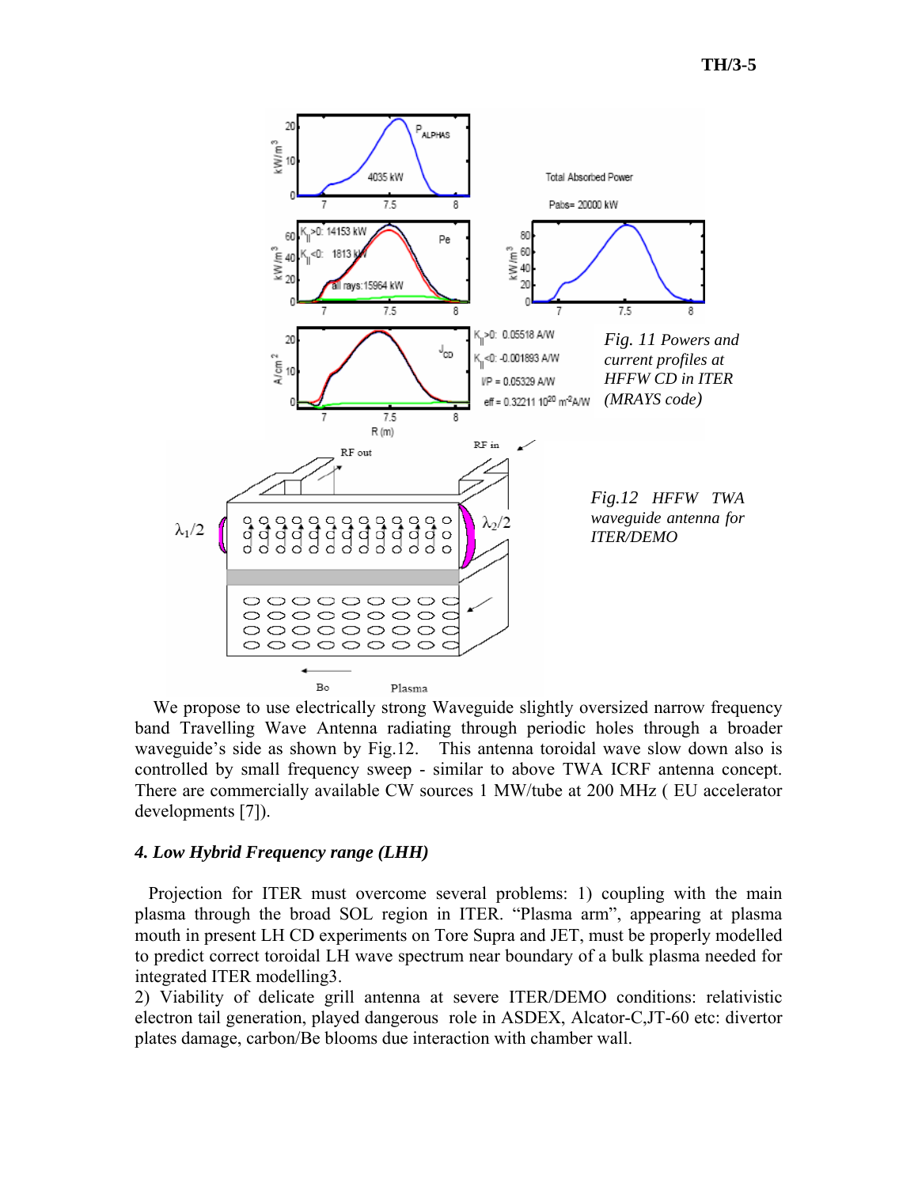*Fig. 11 Powers and current profiles at HFFW CD in ITER (MRAYS code)*

*Fig.12 HFFW TWA waveguide antenna for ITER/DEMO*

We propose to use electrically strong Waveguide slightly oversized narrow frequency band Travelling Wave Antenna radiating through periodic holes through a broader waveguide's side as shown by Fig.12. This antenna toroidal wave slow down also is controlled by small frequency sweep - similar to above TWA ICRF antenna concept. There are commercially available CW sources 1 MW/tube at 200 MHz ( EU accelerator developments [7]).

### *4. Low Hybrid Frequency range (LHH)*

Projection for ITER must overcome several problems: 1) coupling with the main plasma through the broad SOL region in ITER. "Plasma arm", appearing at plasma mouth in present LH CD experiments on Tore Supra and JET, must be properly modelled to predict correct toroidal LH wave spectrum near boundary of a bulk plasma needed for integrated ITER modelling3.

2) Viability of delicate grill antenna at severe ITER/DEMO conditions: relativistic electron tail generation, played dangerous role in ASDEX, Alcator-C,JT-60 etc: divertor plates damage, carbon/Be blooms due interaction with chamber wall.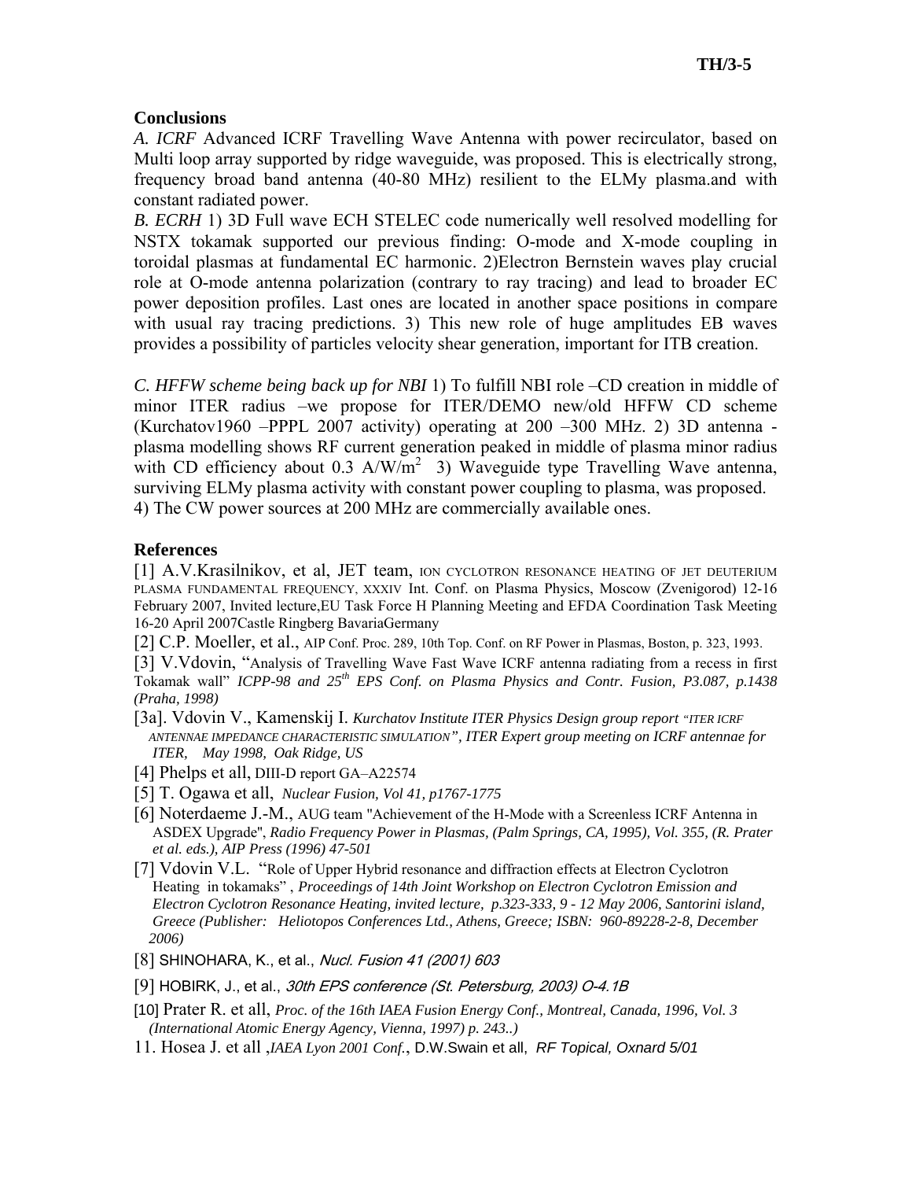**Conclusions**

*A. ICRF* Advanced ICRF Travelling Wave Antenna with power recirculator, based on Multi loop array supported by ridge waveguide, was proposed. This is electrically strong, frequency broad band antenna (40-80 MHz) resilient to the ELMy plasma.and with constant radiated power.

*B. ECRH* 1) 3D Full wave ECH STELEC code numerically well resolved modelling for NSTX tokamak supported our previous finding: O-mode and X-mode coupling in toroidal plasmas at fundamental EC harmonic. 2)Electron Bernstein waves play crucial role at O-mode antenna polarization (contrary to ray tracing) and lead to broader EC power deposition profiles. Last ones are located in another space positions in compare with usual ray tracing predictions. 3) This new role of huge amplitudes EB waves provides a possibility of particles velocity shear generation, important for ITB creation.

*C. HFFW scheme being back up for NBI* 1) To fulfill NBI role –CD creation in middle of minor ITER radius –we propose for ITER/DEMO new/old HFFW CD scheme (Kurchatov1960 –PPPL 2007 activity) operating at 200 –300 MHz. 2) 3D antenna - plasma modelling shows RF current generation peaked in middle of plasma minor radius with CD efficiency about 0.3 $A/W/m^2$ 3) Waveguide type Travelling Wave antenna, surviving ELMy plasma activity with constant power coupling to plasma, was proposed. 4) The CW power sources at 200 MHz are commercially available ones.

**References**

[1] A.V.Krasilnikov, et al, JET team, ION CYCLOTRON RESONANCE HEATING OF JET DEUTERIUM PLASMA FUNDAMENTAL FREQUENCY, XXXIV Int. Conf. on Plasma Physics, Moscow (Zvenigorod) 12-16 February 2007, Invited lecture,EU Task Force H Planning Meeting and EFDA Coordination Task Meeting 16-20 April 2007Castle Ringberg BavariaGermany

[2] C.P. Moeller, et al., AIP Conf. Proc. 289, 10th Top. Conf. on RF Power in Plasmas, Boston, p. 323, 1993.

[3] V.Vdovin, "Analysis of Travelling Wave Fast Wave ICRF antenna radiating from a recess in first Tokamak wall" *ICPP-98 and 25th EPS Conf. on Plasma Physics and Contr. Fusion, P3.087, p.1438 (Praha, 1998)*

[3a]. Vdovin V., Kamenskij I. *Kurchatov Institute ITER Physics Design group report "ITER ICRF ANTENNAE IMPEDANCE CHARACTERISTIC SIMULATION", ITER Expert group meeting on ICRF antennae for ITER, May 1998, Oak Ridge, US*

[4] Phelps et all, DIII-D report GA–A22574

[5] T. Ogawa et all, *Nuclear Fusion, Vol 41, p1767-1775*

[6] Noterdaeme J.-M., AUG team "Achievement of the H-Mode with a Screenless ICRF Antenna in ASDEX Upgrade", *Radio Frequency Power in Plasmas, (Palm Springs, CA, 1995), Vol. 355, (R. Prater et al. eds.), AIP Press (1996) 47-501*

[7] Vdovin V.L. "Role of Upper Hybrid resonance and diffraction effects at Electron Cyclotron Heating in tokamaks" , *Proceedings of 14th Joint Workshop on Electron Cyclotron Emission and Electron Cyclotron Resonance Heating, invited lecture, p.323-333, 9 - 12 May 2006, Santorini island, Greece (Publisher: Heliotopos Conferences Ltd., Athens, Greece; ISBN: 960-89228-2-8, December 2006)*

[8] SHINOHARA, K., et al., *Nucl. Fusion 41 (2001) 603*

[9] HOBIRK, J., et al., *30th EPS conference (St. Petersburg, 2003) O-4.1B*

[10] Prater R. et all, *Proc. of the 16th IAEA Fusion Energy Conf., Montreal, Canada, 1996, Vol. 3 (International Atomic Energy Agency, Vienna, 1997) p. 243..)*

11. Hosea J. et all ,*IAEA Lyon 2001 Conf.*, D.W.Swain et all, *RF Topical, Oxnard 5/01*